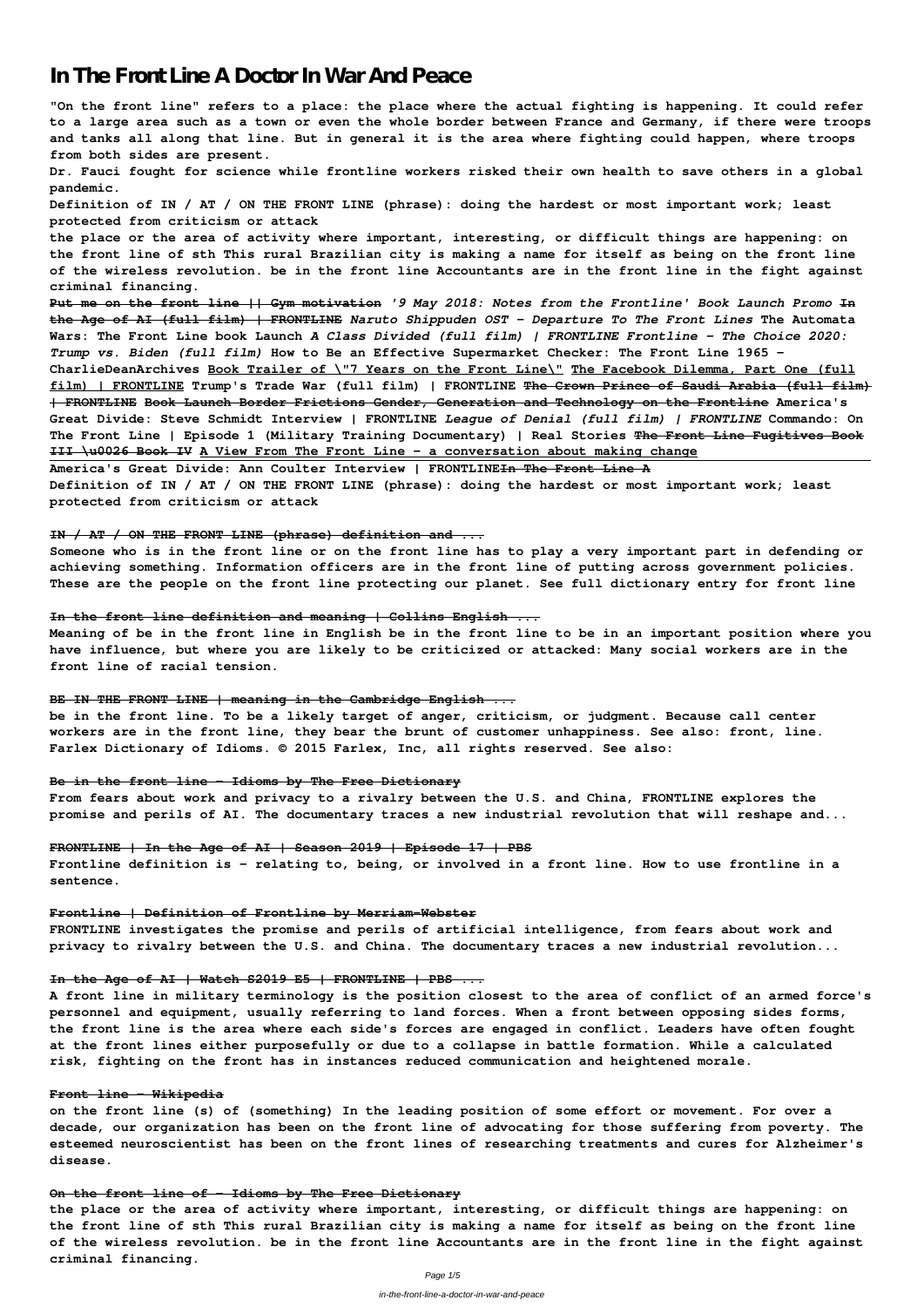# In The Front Line A Doctor In War And Peace

**"On the front line" refers to a place: the place where the actual fighting is happening. It could refer to a large area such as a town or even the whole border between France and Germany, if there were troops and tanks all along that line. But in general it is the area where fighting could happen, where troops from both sides are present.**

**Dr. Fauci fought for science while frontline workers risked their own health to save others in a global pandemic.**

**Definition of IN / AT / ON THE FRONT LINE (phrase): doing the hardest or most important work; least protected from criticism or attack**

**the place or the area of activity where important, interesting, or difficult things are happening: on the front line of sth This rural Brazilian city is making a name for itself as being on the front line of the wireless revolution. be in the front line Accountants are in the front line in the fight against criminal financing.**

**Put me on the front line || Gym motivation** ***'9 May 2018: Notes from the Frontline' Book Launch Promo*** **~~In the Age of AI (full film) | FRONTLINE~~** ***Naruto Shippuden OST - Departure To The Front Lines*** **The Automata Wars: The Front Line book Launch** ***A Class Divided (full film) | FRONTLINE Frontline - The Choice 2020: Trump vs. Biden (full film)*** **How to Be an Effective Supermarket Checker: The Front Line 1965 - CharlieDeanArchives** **Book Trailer of "7 Years on the Front Line"** **The Facebook Dilemma, Part One (full film) | FRONTLINE** **Trump's Trade War (full film) | FRONTLINE** **~~The Crown Prince of Saudi Arabia (full film) | FRONTLINE~~** **~~Book Launch Border Frictions Gender, Generation and Technology on the Frontline~~** **America's Great Divide: Steve Schmidt Interview | FRONTLINE** ***League of Denial (full film) | FRONTLINE*** **Commando: On The Front Line | Episode 1 (Military Training Documentary) | Real Stories** **~~The Front Line Fugitives Book III \u0026 Book IV~~** **A View From The Front Line - a conversation about making change**

**America's Great Divide: Ann Coulter Interview | FRONTLINE~~In The Front Line A~~**

**Definition of IN / AT / ON THE FRONT LINE (phrase): doing the hardest or most important work; least protected from criticism or attack**

**~~IN / AT / ON THE FRONT LINE (phrase) definition and ...~~**

**Someone who is in the front line or on the front line has to play a very important part in defending or achieving something. Information officers are in the front line of putting across government policies. These are the people on the front line protecting our planet. See full dictionary entry for front line**

**~~In the front line definition and meaning | Collins English ...~~**

**Meaning of be in the front line in English be in the front line to be in an important position where you have influence, but where you are likely to be criticized or attacked: Many social workers are in the front line of racial tension.**

**~~BE IN THE FRONT LINE | meaning in the Cambridge English ...~~**

**be in the front line. To be a likely target of anger, criticism, or judgment. Because call center workers are in the front line, they bear the brunt of customer unhappiness. See also: front, line. Farlex Dictionary of Idioms. © 2015 Farlex, Inc, all rights reserved. See also:**

**~~Be in the front line - Idioms by The Free Dictionary~~**

**From fears about work and privacy to a rivalry between the U.S. and China, FRONTLINE explores the promise and perils of AI. The documentary traces a new industrial revolution that will reshape and...**

**~~FRONTLINE | In the Age of AI | Season 2019 | Episode 17 | PBS~~**

**Frontline definition is - relating to, being, or involved in a front line. How to use frontline in a sentence.**

**~~Frontline | Definition of Frontline by Merriam-Webster~~**

**FRONTLINE investigates the promise and perils of artificial intelligence, from fears about work and privacy to rivalry between the U.S. and China. The documentary traces a new industrial revolution...**

**~~In the Age of AI | Watch S2019 E5 | FRONTLINE | PBS ...~~**

**A front line in military terminology is the position closest to the area of conflict of an armed force's personnel and equipment, usually referring to land forces. When a front between opposing sides forms, the front line is the area where each side's forces are engaged in conflict. Leaders have often fought at the front lines either purposefully or due to a collapse in battle formation. While a calculated risk, fighting on the front has in instances reduced communication and heightened morale.**

**~~Front line - Wikipedia~~**

**on the front line (s) of (something) In the leading position of some effort or movement. For over a decade, our organization has been on the front line of advocating for those suffering from poverty. The esteemed neuroscientist has been on the front lines of researching treatments and cures for Alzheimer's disease.**

**~~On the front line of - Idioms by The Free Dictionary~~**

**the place or the area of activity where important, interesting, or difficult things are happening: on the front line of sth This rural Brazilian city is making a name for itself as being on the front line of the wireless revolution. be in the front line Accountants are in the front line in the fight against criminal financing.**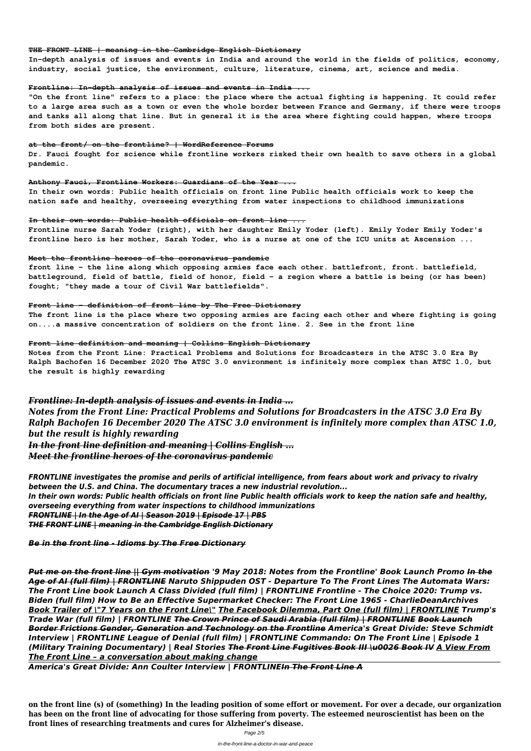**THE FRONT LINE | meaning in the Cambridge English Dictionary**

**In-depth analysis of issues and events in India and around the world in the fields of politics, economy, industry, social justice, the environment, culture, literature, cinema, art, science and media.**

**Frontline: In-depth analysis of issues and events in India ...**

**"On the front line" refers to a place: the place where the actual fighting is happening. It could refer to a large area such as a town or even the whole border between France and Germany, if there were troops and tanks all along that line. But in general it is the area where fighting could happen, where troops from both sides are present.**

**at the front/ on the frontline? | WordReference Forums**

**Dr. Fauci fought for science while frontline workers risked their own health to save others in a global pandemic.**

**Anthony Fauci, Frontline Workers: Guardians of the Year ...**

**In their own words: Public health officials on front line Public health officials work to keep the nation safe and healthy, overseeing everything from water inspections to childhood immunizations**

**In their own words: Public health officials on front line ...**

**Frontline nurse Sarah Yoder (right), with her daughter Emily Yoder (left). Emily Yoder Emily Yoder's frontline hero is her mother, Sarah Yoder, who is a nurse at one of the ICU units at Ascension ...**

**Meet the frontline heroes of the coronavirus pandemic**

**front line - the line along which opposing armies face each other. battlefront, front. battlefield, battleground, field of battle, field of honor, field - a region where a battle is being (or has been) fought; "they made a tour of Civil War battlefields".**

**Front line - definition of front line by The Free Dictionary**

**The front line is the place where two opposing armies are facing each other and where fighting is going on....a massive concentration of soldiers on the front line. 2. See in the front line**

**Front line definition and meaning | Collins English Dictionary**

**Notes from the Front Line: Practical Problems and Solutions for Broadcasters in the ATSC 3.0 Era By Ralph Bachofen 16 December 2020 The ATSC 3.0 environment is infinitely more complex than ATSC 1.0, but the result is highly rewarding**

***Frontline: In-depth analysis of issues and events in India ...***
***Notes from the Front Line: Practical Problems and Solutions for Broadcasters in the ATSC 3.0 Era By Ralph Bachofen 16 December 2020 The ATSC 3.0 environment is infinitely more complex than ATSC 1.0, but the result is highly rewarding***
***In the front line definition and meaning | Collins English ...***
***Meet the frontline heroes of the coronavirus pandemic***

***FRONTLINE investigates the promise and perils of artificial intelligence, from fears about work and privacy to rivalry between the U.S. and China. The documentary traces a new industrial revolution...***
***In their own words: Public health officials on front line Public health officials work to keep the nation safe and healthy, overseeing everything from water inspections to childhood immunizations***
***FRONTLINE | In the Age of AI | Season 2019 | Episode 17 | PBS***
***THE FRONT LINE | meaning in the Cambridge English Dictionary***

***Be in the front line - Idioms by The Free Dictionary***

***Put me on the front line || Gym motivation '9 May 2018: Notes from the Frontline' Book Launch Promo In the Age of AI (full film) | FRONTLINE Naruto Shippuden OST - Departure To The Front Lines The Automata Wars: The Front Line book Launch A Class Divided (full film) | FRONTLINE Frontline - The Choice 2020: Trump vs. Biden (full film) How to Be an Effective Supermarket Checker: The Front Line 1965 - CharlieDeanArchives Book Trailer of "7 Years on the Front Line" The Facebook Dilemma, Part One (full film) | FRONTLINE Trump's Trade War (full film) | FRONTLINE The Crown Prince of Saudi Arabia (full film) | FRONTLINE Book Launch Border Frictions Gender, Generation and Technology on the Frontline America's Great Divide: Steve Schmidt Interview | FRONTLINE League of Denial (full film) | FRONTLINE Commando: On The Front Line | Episode 1 (Military Training Documentary) | Real Stories The Front Line Fugitives Book III \u0026 Book IV A View From The Front Line – a conversation about making change***
***America's Great Divide: Ann Coulter Interview | FRONTLINEIn The Front Line A***

**on the front line (s) of (something) In the leading position of some effort or movement. For over a decade, our organization has been on the front line of advocating for those suffering from poverty. The esteemed neuroscientist has been on the front lines of researching treatments and cures for Alzheimer's disease.**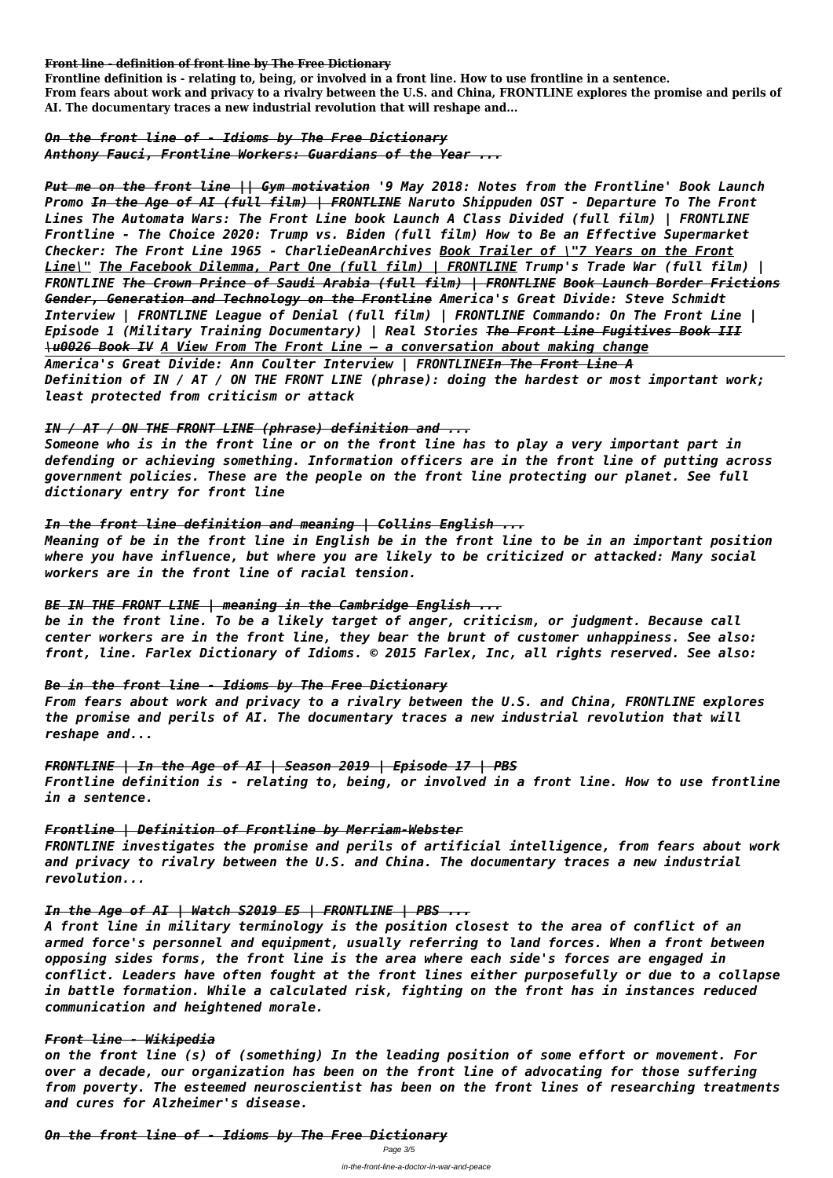**Front line - definition of front line by The Free Dictionary**

**Frontline definition is - relating to, being, or involved in a front line. How to use frontline in a sentence.**

**From fears about work and privacy to a rivalry between the U.S. and China, FRONTLINE explores the promise and perils of AI. The documentary traces a new industrial revolution that will reshape and...**

***On the front line of - Idioms by The Free Dictionary***

***Anthony Fauci, Frontline Workers: Guardians of the Year ...***

***Put me on the front line || Gym motivation '9 May 2018: Notes from the Frontline' Book Launch Promo In the Age of AI (full film) | FRONTLINE Naruto Shippuden OST - Departure To The Front Lines The Automata Wars: The Front Line book Launch A Class Divided (full film) | FRONTLINE Frontline - The Choice 2020: Trump vs. Biden (full film) How to Be an Effective Supermarket Checker: The Front Line 1965 - CharlieDeanArchives Book Trailer of \"7 Years on the Front Line\" The Facebook Dilemma, Part One (full film) | FRONTLINE Trump's Trade War (full film) | FRONTLINE The Crown Prince of Saudi Arabia (full film) | FRONTLINE Book Launch Border Frictions Gender, Generation and Technology on the Frontline America's Great Divide: Steve Schmidt Interview | FRONTLINE League of Denial (full film) | FRONTLINE Commando: On The Front Line | Episode 1 (Military Training Documentary) | Real Stories The Front Line Fugitives Book III \u0026 Book IV A View From The Front Line – a conversation about making change***

***America's Great Divide: Ann Coulter Interview | FRONTLINEIn The Front Line A***

***Definition of IN / AT / ON THE FRONT LINE (phrase): doing the hardest or most important work; least protected from criticism or attack***

***IN / AT / ON THE FRONT LINE (phrase) definition and ...***

***Someone who is in the front line or on the front line has to play a very important part in defending or achieving something. Information officers are in the front line of putting across government policies. These are the people on the front line protecting our planet. See full dictionary entry for front line***

***In the front line definition and meaning | Collins English ...***

***Meaning of be in the front line in English be in the front line to be in an important position where you have influence, but where you are likely to be criticized or attacked: Many social workers are in the front line of racial tension.***

***BE IN THE FRONT LINE | meaning in the Cambridge English ...***

***be in the front line. To be a likely target of anger, criticism, or judgment. Because call center workers are in the front line, they bear the brunt of customer unhappiness. See also: front, line. Farlex Dictionary of Idioms. © 2015 Farlex, Inc, all rights reserved. See also:***

***Be in the front line - Idioms by The Free Dictionary***

***From fears about work and privacy to a rivalry between the U.S. and China, FRONTLINE explores the promise and perils of AI. The documentary traces a new industrial revolution that will reshape and...***

***FRONTLINE | In the Age of AI | Season 2019 | Episode 17 | PBS***

***Frontline definition is - relating to, being, or involved in a front line. How to use frontline in a sentence.***

***Frontline | Definition of Frontline by Merriam-Webster***

***FRONTLINE investigates the promise and perils of artificial intelligence, from fears about work and privacy to rivalry between the U.S. and China. The documentary traces a new industrial revolution...***

***In the Age of AI | Watch S2019 E5 | FRONTLINE | PBS ...***

***A front line in military terminology is the position closest to the area of conflict of an armed force's personnel and equipment, usually referring to land forces. When a front between opposing sides forms, the front line is the area where each side's forces are engaged in conflict. Leaders have often fought at the front lines either purposefully or due to a collapse in battle formation. While a calculated risk, fighting on the front has in instances reduced communication and heightened morale.***

***Front line - Wikipedia***

***on the front line (s) of (something) In the leading position of some effort or movement. For over a decade, our organization has been on the front line of advocating for those suffering from poverty. The esteemed neuroscientist has been on the front lines of researching treatments and cures for Alzheimer's disease.***

***On the front line of - Idioms by The Free Dictionary***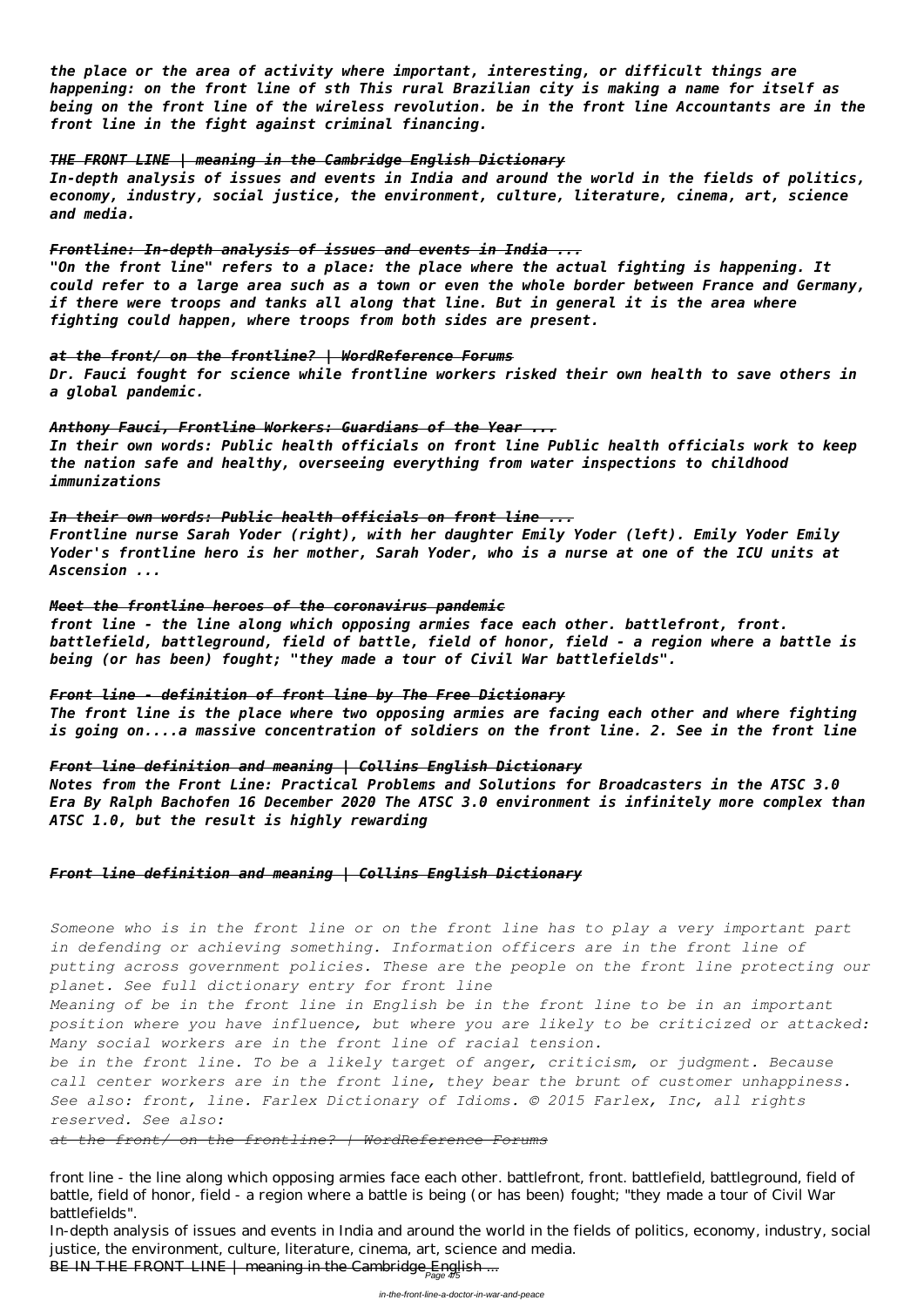*the place or the area of activity where important, interesting, or difficult things are happening: on the front line of sth This rural Brazilian city is making a name for itself as being on the front line of the wireless revolution. be in the front line Accountants are in the front line in the fight against criminal financing.*

*THE FRONT LINE | meaning in the Cambridge English Dictionary*

*In-depth analysis of issues and events in India and around the world in the fields of politics, economy, industry, social justice, the environment, culture, literature, cinema, art, science and media.*

*Frontline: In-depth analysis of issues and events in India ...*

*"On the front line" refers to a place: the place where the actual fighting is happening. It could refer to a large area such as a town or even the whole border between France and Germany, if there were troops and tanks all along that line. But in general it is the area where fighting could happen, where troops from both sides are present.*

*at the front/ on the frontline? | WordReference Forums*

*Dr. Fauci fought for science while frontline workers risked their own health to save others in a global pandemic.*

*Anthony Fauci, Frontline Workers: Guardians of the Year ...*

*In their own words: Public health officials on front line Public health officials work to keep the nation safe and healthy, overseeing everything from water inspections to childhood immunizations*

*In their own words: Public health officials on front line ...*

*Frontline nurse Sarah Yoder (right), with her daughter Emily Yoder (left). Emily Yoder Emily Yoder's frontline hero is her mother, Sarah Yoder, who is a nurse at one of the ICU units at Ascension ...*

*Meet the frontline heroes of the coronavirus pandemic*

*front line - the line along which opposing armies face each other. battlefront, front. battlefield, battleground, field of battle, field of honor, field - a region where a battle is being (or has been) fought; "they made a tour of Civil War battlefields".*

*Front line - definition of front line by The Free Dictionary*

*The front line is the place where two opposing armies are facing each other and where fighting is going on....a massive concentration of soldiers on the front line. 2. See in the front line*

*Front line definition and meaning | Collins English Dictionary*

*Notes from the Front Line: Practical Problems and Solutions for Broadcasters in the ATSC 3.0 Era By Ralph Bachofen 16 December 2020 The ATSC 3.0 environment is infinitely more complex than ATSC 1.0, but the result is highly rewarding*

*Front line definition and meaning | Collins English Dictionary*

*Someone who is in the front line or on the front line has to play a very important part in defending or achieving something. Information officers are in the front line of putting across government policies. These are the people on the front line protecting our planet. See full dictionary entry for front line*

*Meaning of be in the front line in English be in the front line to be in an important position where you have influence, but where you are likely to be criticized or attacked: Many social workers are in the front line of racial tension.*

*be in the front line. To be a likely target of anger, criticism, or judgment. Because call center workers are in the front line, they bear the brunt of customer unhappiness. See also: front, line. Farlex Dictionary of Idioms. © 2015 Farlex, Inc, all rights reserved. See also:*

*at the front/ on the frontline? | WordReference Forums*

front line - the line along which opposing armies face each other. battlefront, front. battlefield, battleground, field of battle, field of honor, field - a region where a battle is being (or has been) fought; "they made a tour of Civil War battlefields".

In-depth analysis of issues and events in India and around the world in the fields of politics, economy, industry, social justice, the environment, culture, literature, cinema, art, science and media.

BE IN THE FRONT LINE | meaning in the Cambridge English ...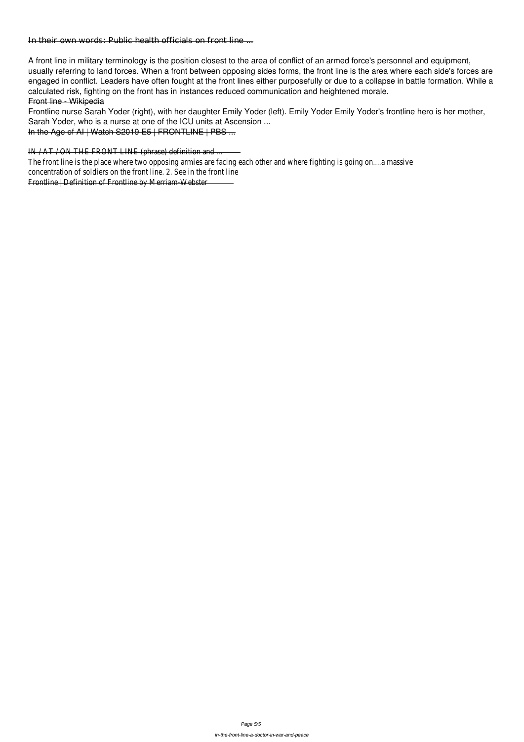In their own words: Public health officials on front line ...

A front line in military terminology is the position closest to the area of conflict of an armed force's personnel and equipment, usually referring to land forces. When a front between opposing sides forms, the front line is the area where each side's forces are engaged in conflict. Leaders have often fought at the front lines either purposefully or due to a collapse in battle formation. While a calculated risk, fighting on the front has in instances reduced communication and heightened morale.

Front line - Wikipedia

Frontline nurse Sarah Yoder (right), with her daughter Emily Yoder (left). Emily Yoder Emily Yoder's frontline hero is her mother, Sarah Yoder, who is a nurse at one of the ICU units at Ascension ...

In the Age of AI | Watch S2019 E5 | FRONTLINE | PBS ...

IN / AT / ON THE FRONT LINE (phrase) definition and ...

The front line is the place where two opposing armies are facing each other and where fighting is going on....a massive concentration of soldiers on the front line. 2. See in the front line

Frontline | Definition of Frontline by Merriam-Webster